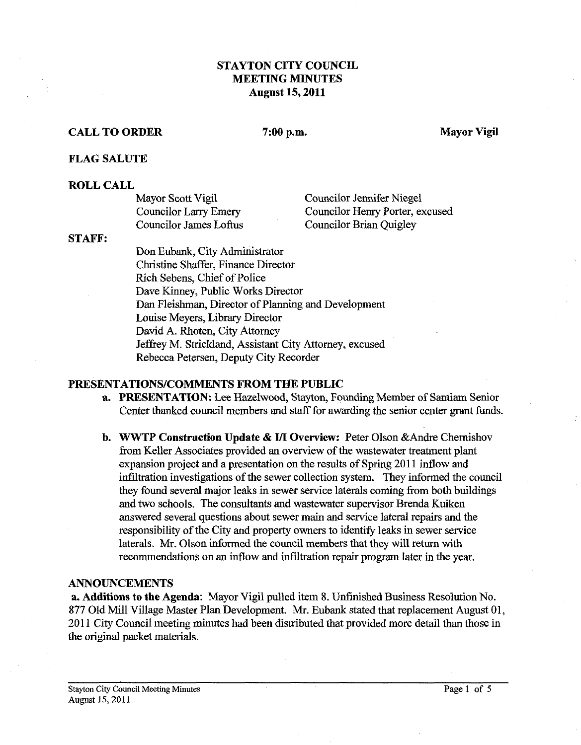# STAYTON CITY COUNCIL
# MEETING MINUTES
## August 15, 2011

**CALL TO ORDER** **7:00 p.m.** **Mayor Vigil**

**FLAG SALUTE**

**ROLL CALL**

Mayor Scott Vigil
Councilor Larry Emery
Councilor James Loftus
Councilor Jennifer Niegel
Councilor Henry Porter, excused
Councilor Brian Quigley

**STAFF:**

Don Eubank, City Administrator
Christine Shaffer, Finance Director
Rich Sebens, Chief of Police
Dave Kinney, Public Works Director
Dan Fleishman, Director of Planning and Development
Louise Meyers, Library Director
David A. Rhoten, City Attorney
Jeffrey M. Strickland, Assistant City Attorney, excused
Rebecca Petersen, Deputy City Recorder

**PRESENTATIONS/COMMENTS FROM THE PUBLIC**

a. **PRESENTATION:** Lee Hazelwood, Stayton, Founding Member of Santiam Senior Center thanked council members and staff for awarding the senior center grant funds.

b. **WWTP Construction Update & I/I Overview:** Peter Olson &Andre Chernishov from Keller Associates provided an overview of the wastewater treatment plant expansion project and a presentation on the results of Spring 2011 inflow and infiltration investigations of the sewer collection system. They informed the council they found several major leaks in sewer service laterals coming from both buildings and two schools. The consultants and wastewater supervisor Brenda Kuiken answered several questions about sewer main and service lateral repairs and the responsibility of the City and property owners to identify leaks in sewer service laterals. Mr. Olson informed the council members that they will return with recommendations on an inflow and infiltration repair program later in the year.

**ANNOUNCEMENTS**

**a. Additions to the Agenda**: Mayor Vigil pulled item 8. Unfinished Business Resolution No. 877 Old Mill Village Master Plan Development. Mr. Eubank stated that replacement August 01, 2011 City Council meeting minutes had been distributed that provided more detail than those in the original packet materials.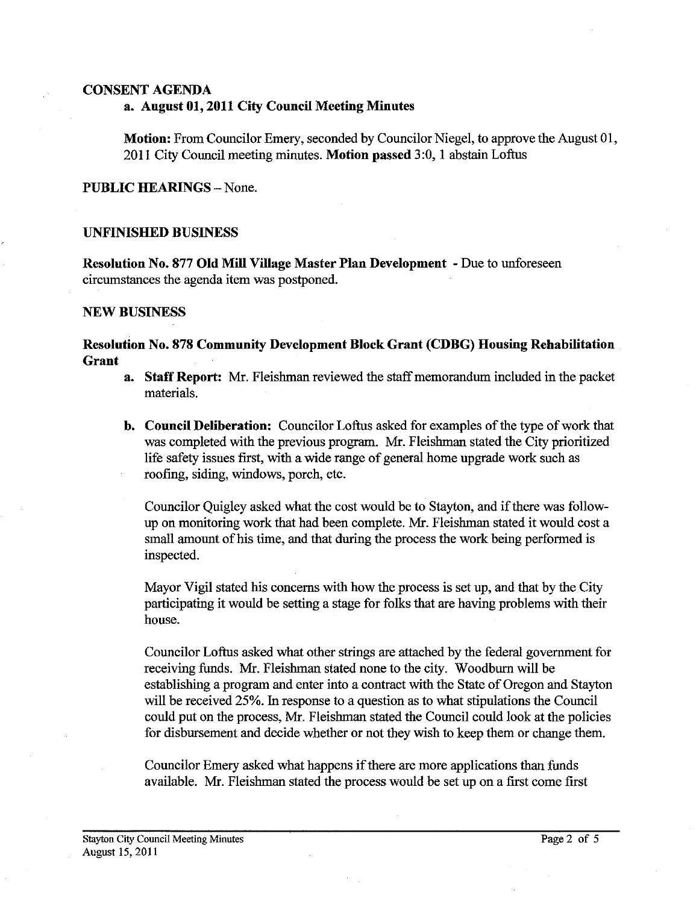**CONSENT AGENDA**

**a. August 01, 2011 City Council Meeting Minutes**

**Motion:** From Councilor Emery, seconded by Councilor Niegel, to approve the August 01, 2011 City Council meeting minutes. **Motion passed** 3:0, 1 abstain Loftus

**PUBLIC HEARINGS** – None.

**UNFINISHED BUSINESS**

**Resolution No. 877 Old Mill Village Master Plan Development** - Due to unforeseen circumstances the agenda item was postponed.

**NEW BUSINESS**

**Resolution No. 878 Community Development Block Grant (CDBG) Housing Rehabilitation Grant**

a. **Staff Report:** Mr. Fleishman reviewed the staff memorandum included in the packet materials.

b. **Council Deliberation:** Councilor Loftus asked for examples of the type of work that was completed with the previous program. Mr. Fleishman stated the City prioritized life safety issues first, with a wide range of general home upgrade work such as roofing, siding, windows, porch, etc.

   Councilor Quigley asked what the cost would be to Stayton, and if there was follow-up on monitoring work that had been complete. Mr. Fleishman stated it would cost a small amount of his time, and that during the process the work being performed is inspected.

   Mayor Vigil stated his concerns with how the process is set up, and that by the City participating it would be setting a stage for folks that are having problems with their house.

   Councilor Loftus asked what other strings are attached by the federal government for receiving funds. Mr. Fleishman stated none to the city. Woodburn will be establishing a program and enter into a contract with the State of Oregon and Stayton will be received 25%. In response to a question as to what stipulations the Council could put on the process, Mr. Fleishman stated the Council could look at the policies for disbursement and decide whether or not they wish to keep them or change them.

   Councilor Emery asked what happens if there are more applications than funds available. Mr. Fleishman stated the process would be set up on a first come first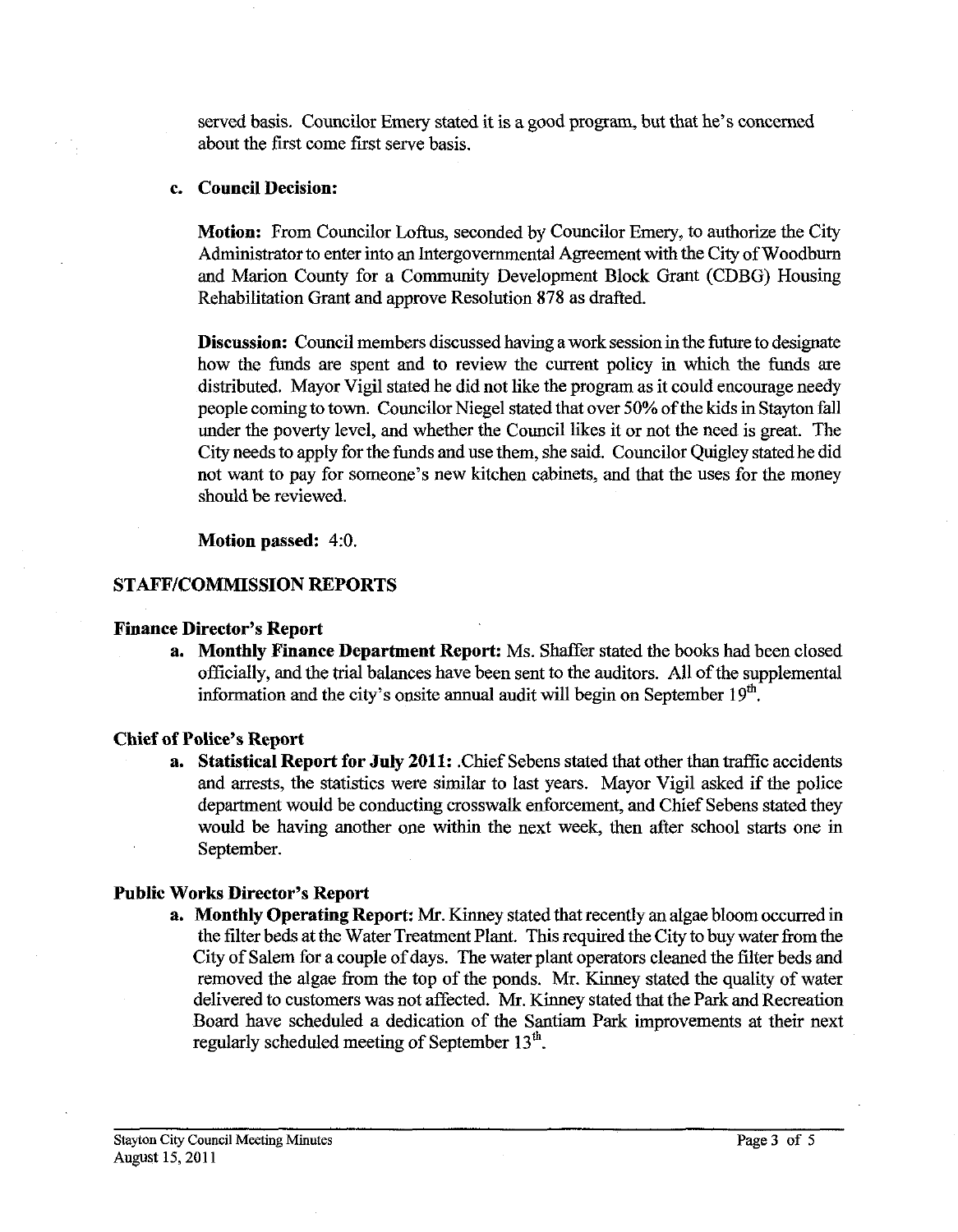served basis. Councilor Emery stated it is a good program, but that he's concerned about the first come first serve basis.

**c. Council Decision:**

**Motion:** From Councilor Loftus, seconded by Councilor Emery, to authorize the City Administrator to enter into an Intergovernmental Agreement with the City of Woodburn and Marion County for a Community Development Block Grant (CDBG) Housing Rehabilitation Grant and approve Resolution 878 as drafted.

**Discussion:** Council members discussed having a work session in the future to designate how the funds are spent and to review the current policy in which the funds are distributed. Mayor Vigil stated he did not like the program as it could encourage needy people coming to town. Councilor Niegel stated that over 50% of the kids in Stayton fall under the poverty level, and whether the Council likes it or not the need is great. The City needs to apply for the funds and use them, she said. Councilor Quigley stated he did not want to pay for someone's new kitchen cabinets, and that the uses for the money should be reviewed.

**Motion passed:** 4:0.

## STAFF/COMMISSION REPORTS

### Finance Director's Report

**a. Monthly Finance Department Report:** Ms. Shaffer stated the books had been closed officially, and the trial balances have been sent to the auditors. All of the supplemental information and the city's onsite annual audit will begin on September 19th.

### Chief of Police's Report

**a. Statistical Report for July 2011:** .Chief Sebens stated that other than traffic accidents and arrests, the statistics were similar to last years. Mayor Vigil asked if the police department would be conducting crosswalk enforcement, and Chief Sebens stated they would be having another one within the next week, then after school starts one in September.

### Public Works Director's Report

**a. Monthly Operating Report:** Mr. Kinney stated that recently an algae bloom occurred in the filter beds at the Water Treatment Plant. This required the City to buy water from the City of Salem for a couple of days. The water plant operators cleaned the filter beds and removed the algae from the top of the ponds. Mr. Kinney stated the quality of water delivered to customers was not affected. Mr. Kinney stated that the Park and Recreation Board have scheduled a dedication of the Santiam Park improvements at their next regularly scheduled meeting of September 13th.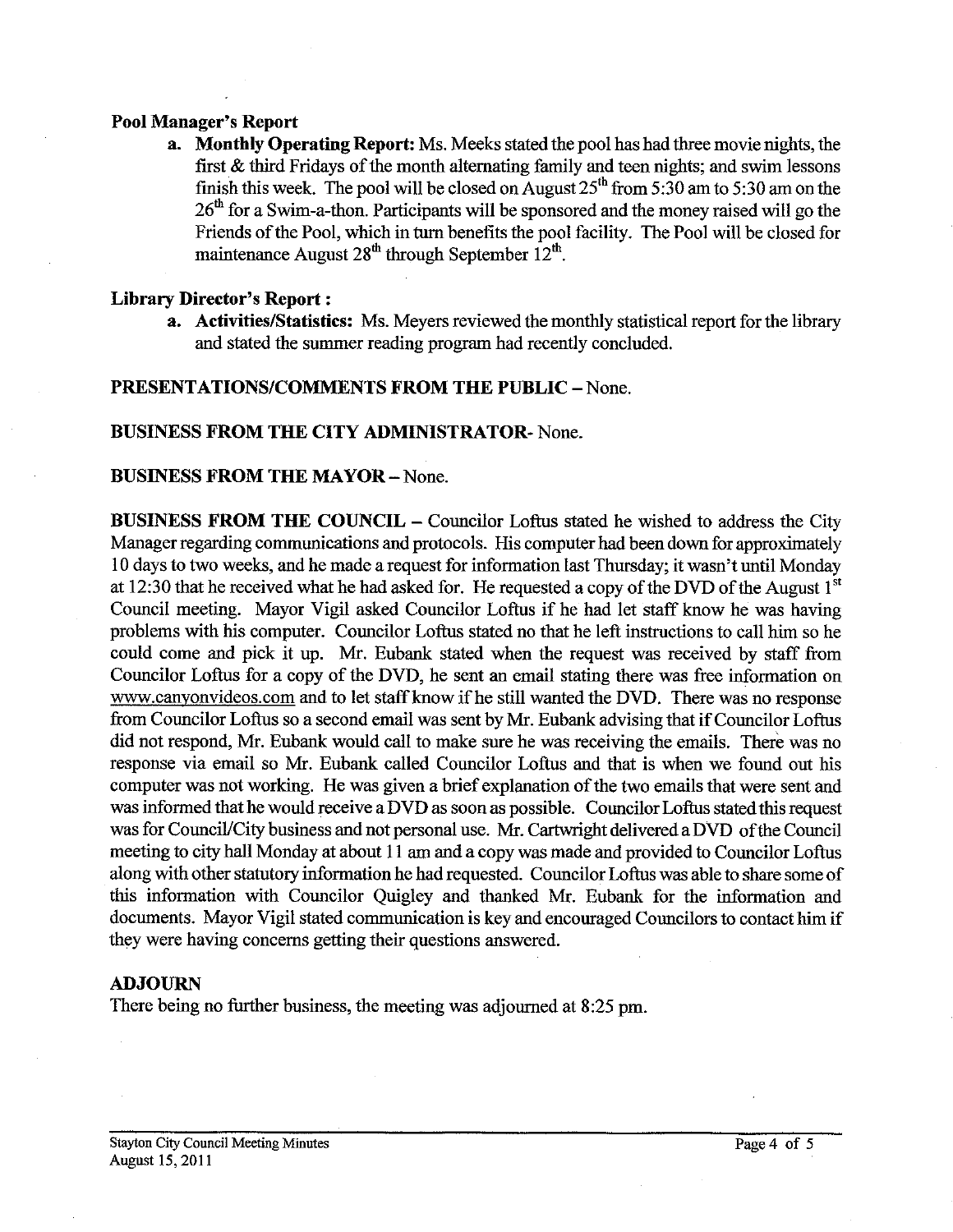**Pool Manager's Report**

a. **Monthly Operating Report:** Ms. Meeks stated the pool has had three movie nights, the first & third Fridays of the month alternating family and teen nights; and swim lessons finish this week. The pool will be closed on August 25th from 5:30 am to 5:30 am on the 26th for a Swim-a-thon. Participants will be sponsored and the money raised will go the Friends of the Pool, which in turn benefits the pool facility. The Pool will be closed for maintenance August 28th through September 12th.

**Library Director's Report :**

a. **Activities/Statistics:** Ms. Meyers reviewed the monthly statistical report for the library and stated the summer reading program had recently concluded.

**PRESENTATIONS/COMMENTS FROM THE PUBLIC** – None.

**BUSINESS FROM THE CITY ADMINISTRATOR**- None.

**BUSINESS FROM THE MAYOR** – None.

**BUSINESS FROM THE COUNCIL** – Councilor Loftus stated he wished to address the City Manager regarding communications and protocols. His computer had been down for approximately 10 days to two weeks, and he made a request for information last Thursday; it wasn't until Monday at 12:30 that he received what he had asked for. He requested a copy of the DVD of the August 1st Council meeting. Mayor Vigil asked Councilor Loftus if he had let staff know he was having problems with his computer. Councilor Loftus stated no that he left instructions to call him so he could come and pick it up. Mr. Eubank stated when the request was received by staff from Councilor Loftus for a copy of the DVD, he sent an email stating there was free information on www.canyonvideos.com and to let staff know if he still wanted the DVD. There was no response from Councilor Loftus so a second email was sent by Mr. Eubank advising that if Councilor Loftus did not respond, Mr. Eubank would call to make sure he was receiving the emails. There was no response via email so Mr. Eubank called Councilor Loftus and that is when we found out his computer was not working. He was given a brief explanation of the two emails that were sent and was informed that he would receive a DVD as soon as possible. Councilor Loftus stated this request was for Council/City business and not personal use. Mr. Cartwright delivered a DVD of the Council meeting to city hall Monday at about 11 am and a copy was made and provided to Councilor Loftus along with other statutory information he had requested. Councilor Loftus was able to share some of this information with Councilor Quigley and thanked Mr. Eubank for the information and documents. Mayor Vigil stated communication is key and encouraged Councilors to contact him if they were having concerns getting their questions answered.

**ADJOURN**

There being no further business, the meeting was adjourned at 8:25 pm.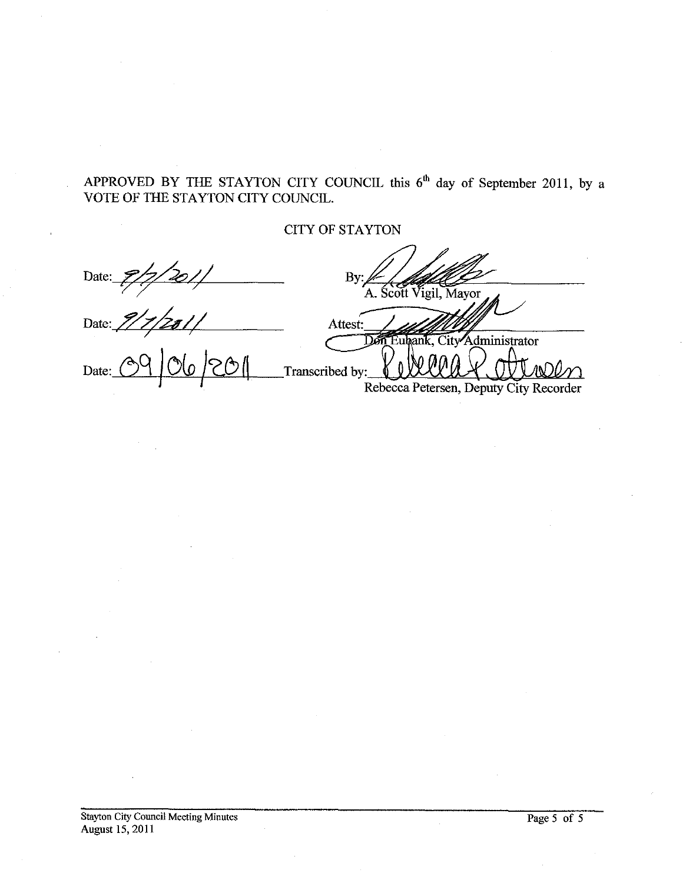APPROVED BY THE STAYTON CITY COUNCIL this 6th day of September 2011, by a VOTE OF THE STAYTON CITY COUNCIL.

CITY OF STAYTON

| | |
|---|---|
| Date: 9/7/2011 | By: ______________ A. Scott Vigil, Mayor |
| Date: 9/7/2011 | Attest: ______________ Don Eubank, City Administrator |
| Date: 09/06/2011 | Transcribed by: ______________ Rebecca Petersen, Deputy City Recorder |

Stayton City Council Meeting Minutes
August 15, 2011